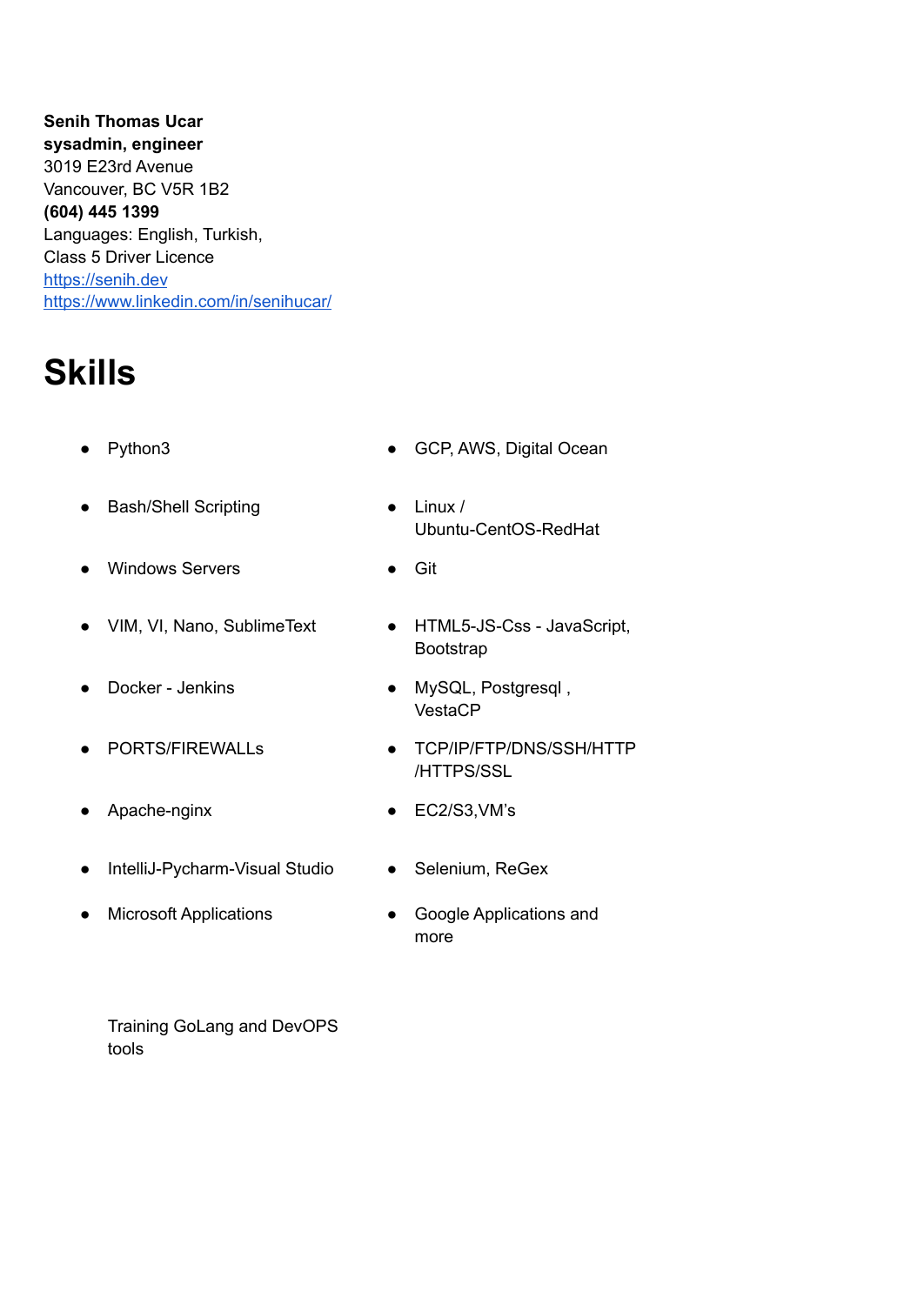**Senih Thomas Ucar**
**sysadmin, engineer**
3019 E23rd Avenue
Vancouver, BC V5R 1B2
**(604) 445 1399**
Languages: English, Turkish,
Class 5 Driver Licence
[https://senih.dev](https://senih.dev)
[https://www.linkedin.com/in/senihucar/](https://www.linkedin.com/in/senihucar/)

# Skills

- Python3
- Bash/Shell Scripting
- Windows Servers
- VIM, VI, Nano, SublimeText
- Docker - Jenkins
- PORTS/FIREWALLs
- Apache-nginx
- IntelliJ-Pycharm-Visual Studio
- Microsoft Applications
- GCP, AWS, Digital Ocean
- Linux / Ubuntu-CentOS-RedHat
- Git
- HTML5-JS-Css - JavaScript, Bootstrap
- MySQL, Postgresql , VestaCP
- TCP/IP/FTP/DNS/SSH/HTTP /HTTPS/SSL
- EC2/S3,VM's
- Selenium, ReGex
- Google Applications and more

Training GoLang and DevOPS tools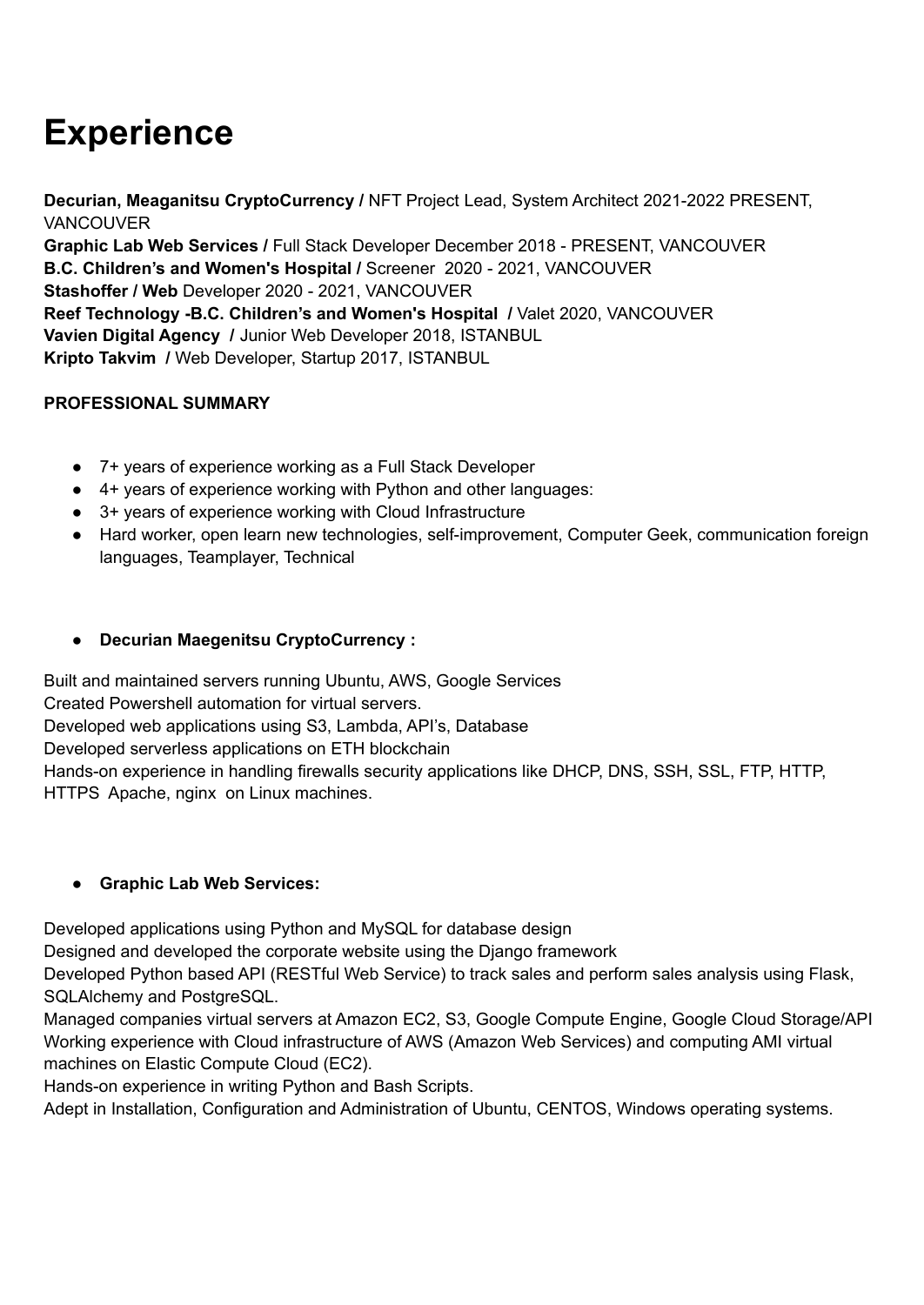# Experience

**Decurian, Meaganitsu CryptoCurrency /** NFT Project Lead, System Architect 2021-2022 PRESENT, VANCOUVER
**Graphic Lab Web Services /** Full Stack Developer December 2018 - PRESENT, VANCOUVER
**B.C. Children's and Women's Hospital /** Screener 2020 - 2021, VANCOUVER
**Stashoffer / Web** Developer 2020 - 2021, VANCOUVER
**Reef Technology -B.C. Children's and Women's Hospital /** Valet 2020, VANCOUVER
**Vavien Digital Agency /** Junior Web Developer 2018, ISTANBUL
**Kripto Takvim /** Web Developer, Startup 2017, ISTANBUL

**PROFESSIONAL SUMMARY**

- 7+ years of experience working as a Full Stack Developer
- 4+ years of experience working with Python and other languages:
- 3+ years of experience working with Cloud Infrastructure
- Hard worker, open learn new technologies, self-improvement, Computer Geek, communication foreign languages, Teamplayer, Technical

- **Decurian Maegenitsu CryptoCurrency :**

Built and maintained servers running Ubuntu, AWS, Google Services
Created Powershell automation for virtual servers.
Developed web applications using S3, Lambda, API's, Database
Developed serverless applications on ETH blockchain
Hands-on experience in handling firewalls security applications like DHCP, DNS, SSH, SSL, FTP, HTTP, HTTPS Apache, nginx on Linux machines.

- **Graphic Lab Web Services:**

Developed applications using Python and MySQL for database design
Designed and developed the corporate website using the Django framework
Developed Python based API (RESTful Web Service) to track sales and perform sales analysis using Flask, SQLAlchemy and PostgreSQL.
Managed companies virtual servers at Amazon EC2, S3, Google Compute Engine, Google Cloud Storage/API
Working experience with Cloud infrastructure of AWS (Amazon Web Services) and computing AMI virtual machines on Elastic Compute Cloud (EC2).
Hands-on experience in writing Python and Bash Scripts.
Adept in Installation, Configuration and Administration of Ubuntu, CENTOS, Windows operating systems.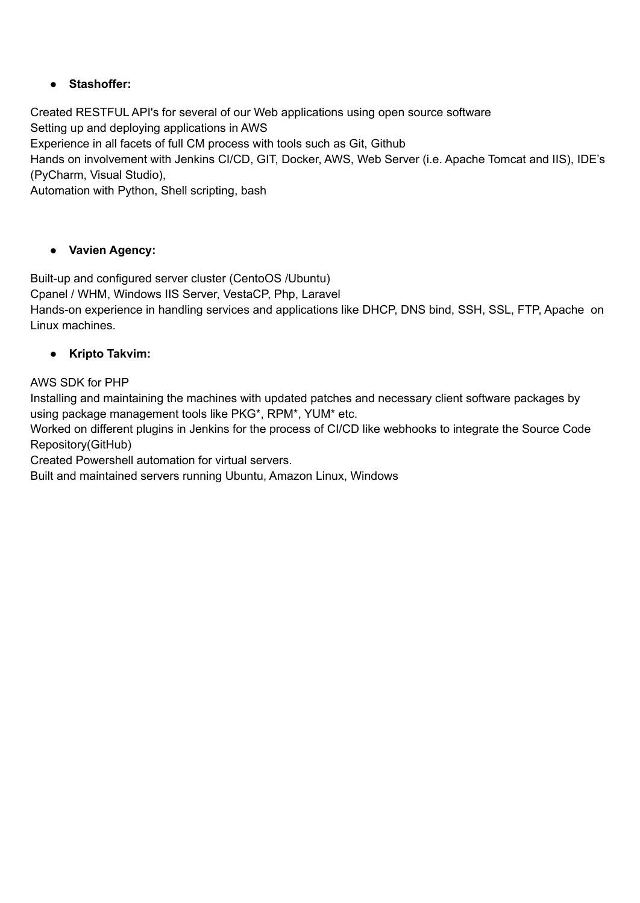- **Stashoffer:**

Created RESTFUL API's for several of our Web applications using open source software
Setting up and deploying applications in AWS
Experience in all facets of full CM process with tools such as Git, Github
Hands on involvement with Jenkins CI/CD, GIT, Docker, AWS, Web Server (i.e. Apache Tomcat and IIS), IDE's (PyCharm, Visual Studio),
Automation with Python, Shell scripting, bash

- **Vavien Agency:**

Built-up and configured server cluster (CentoOS /Ubuntu)
Cpanel / WHM, Windows IIS Server, VestaCP, Php, Laravel
Hands-on experience in handling services and applications like DHCP, DNS bind, SSH, SSL, FTP, Apache on Linux machines.

- **Kripto Takvim:**

AWS SDK for PHP
Installing and maintaining the machines with updated patches and necessary client software packages by using package management tools like PKG*, RPM*, YUM* etc.
Worked on different plugins in Jenkins for the process of CI/CD like webhooks to integrate the Source Code Repository(GitHub)
Created Powershell automation for virtual servers.
Built and maintained servers running Ubuntu, Amazon Linux, Windows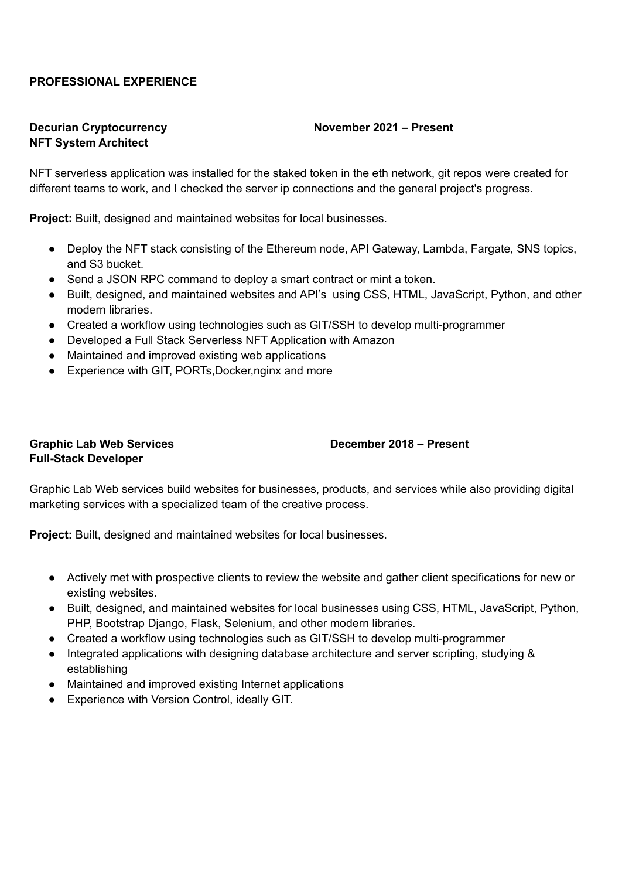## PROFESSIONAL EXPERIENCE

**Decurian Cryptocurrency** **November 2021 – Present**
**NFT System Architect**

NFT serverless application was installed for the staked token in the eth network, git repos were created for different teams to work, and I checked the server ip connections and the general project's progress.

**Project:** Built, designed and maintained websites for local businesses.

- Deploy the NFT stack consisting of the Ethereum node, API Gateway, Lambda, Fargate, SNS topics, and S3 bucket.
- Send a JSON RPC command to deploy a smart contract or mint a token.
- Built, designed, and maintained websites and API's using CSS, HTML, JavaScript, Python, and other modern libraries.
- Created a workflow using technologies such as GIT/SSH to develop multi-programmer
- Developed a Full Stack Serverless NFT Application with Amazon
- Maintained and improved existing web applications
- Experience with GIT, PORTs,Docker,nginx and more

**Graphic Lab Web Services** **December 2018 – Present**
**Full-Stack Developer**

Graphic Lab Web services build websites for businesses, products, and services while also providing digital marketing services with a specialized team of the creative process.

**Project:** Built, designed and maintained websites for local businesses.

- Actively met with prospective clients to review the website and gather client specifications for new or existing websites.
- Built, designed, and maintained websites for local businesses using CSS, HTML, JavaScript, Python, PHP, Bootstrap Django, Flask, Selenium, and other modern libraries.
- Created a workflow using technologies such as GIT/SSH to develop multi-programmer
- Integrated applications with designing database architecture and server scripting, studying & establishing
- Maintained and improved existing Internet applications
- Experience with Version Control, ideally GIT.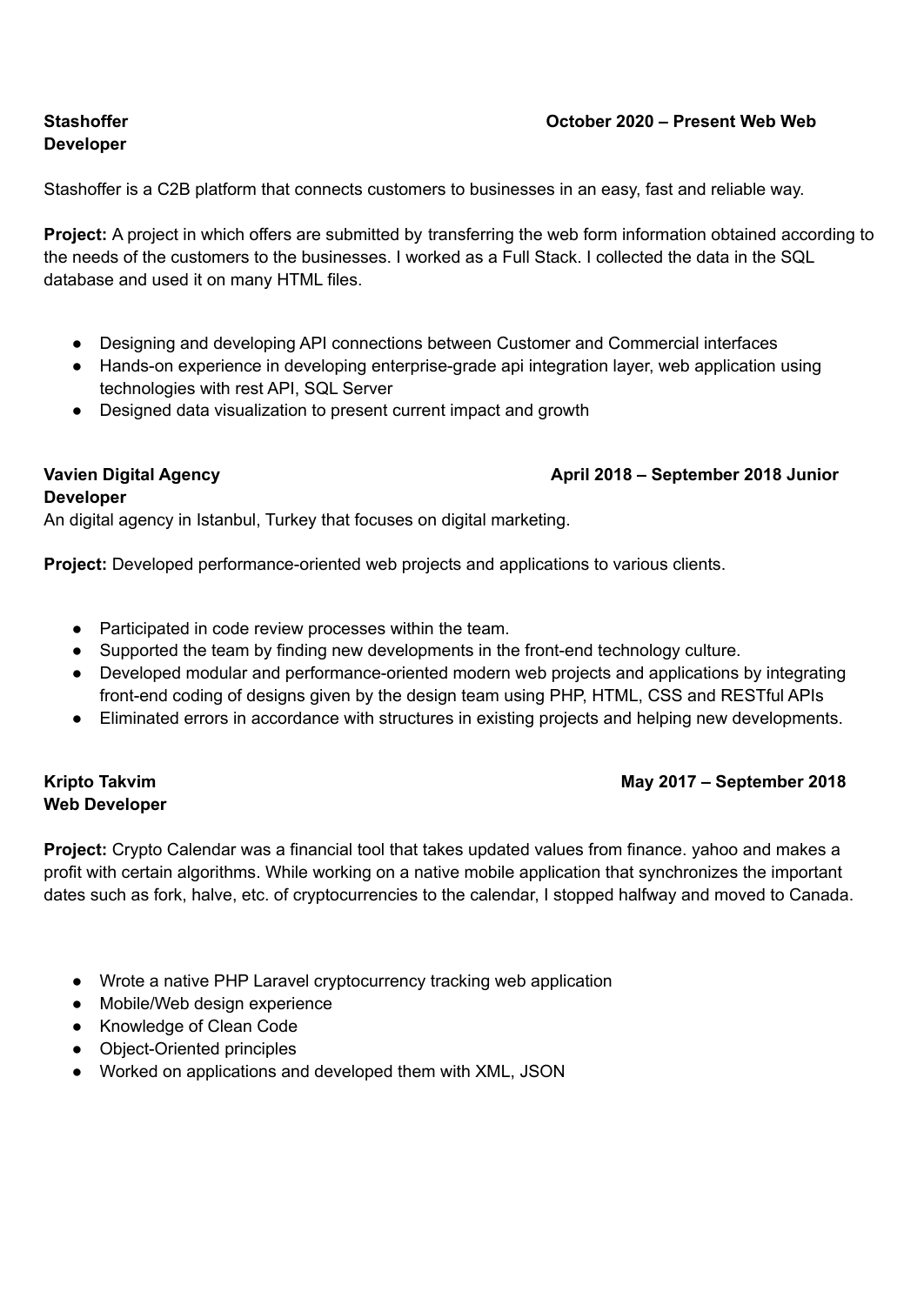**Stashoffer** **October 2020 – Present Web Web**
**Developer**

Stashoffer is a C2B platform that connects customers to businesses in an easy, fast and reliable way.

**Project:** A project in which offers are submitted by transferring the web form information obtained according to the needs of the customers to the businesses. I worked as a Full Stack. I collected the data in the SQL database and used it on many HTML files.

- Designing and developing API connections between Customer and Commercial interfaces
- Hands-on experience in developing enterprise-grade api integration layer, web application using technologies with rest API, SQL Server
- Designed data visualization to present current impact and growth

**Vavien Digital Agency** **April 2018 – September 2018 Junior**
**Developer**
An digital agency in Istanbul, Turkey that focuses on digital marketing.

**Project:** Developed performance-oriented web projects and applications to various clients.

- Participated in code review processes within the team.
- Supported the team by finding new developments in the front-end technology culture.
- Developed modular and performance-oriented modern web projects and applications by integrating front-end coding of designs given by the design team using PHP, HTML, CSS and RESTful APIs
- Eliminated errors in accordance with structures in existing projects and helping new developments.

**Kripto Takvim** **May 2017 – September 2018**
**Web Developer**

**Project:** Crypto Calendar was a financial tool that takes updated values from finance. yahoo and makes a profit with certain algorithms. While working on a native mobile application that synchronizes the important dates such as fork, halve, etc. of cryptocurrencies to the calendar, I stopped halfway and moved to Canada.

- Wrote a native PHP Laravel cryptocurrency tracking web application
- Mobile/Web design experience
- Knowledge of Clean Code
- Object-Oriented principles
- Worked on applications and developed them with XML, JSON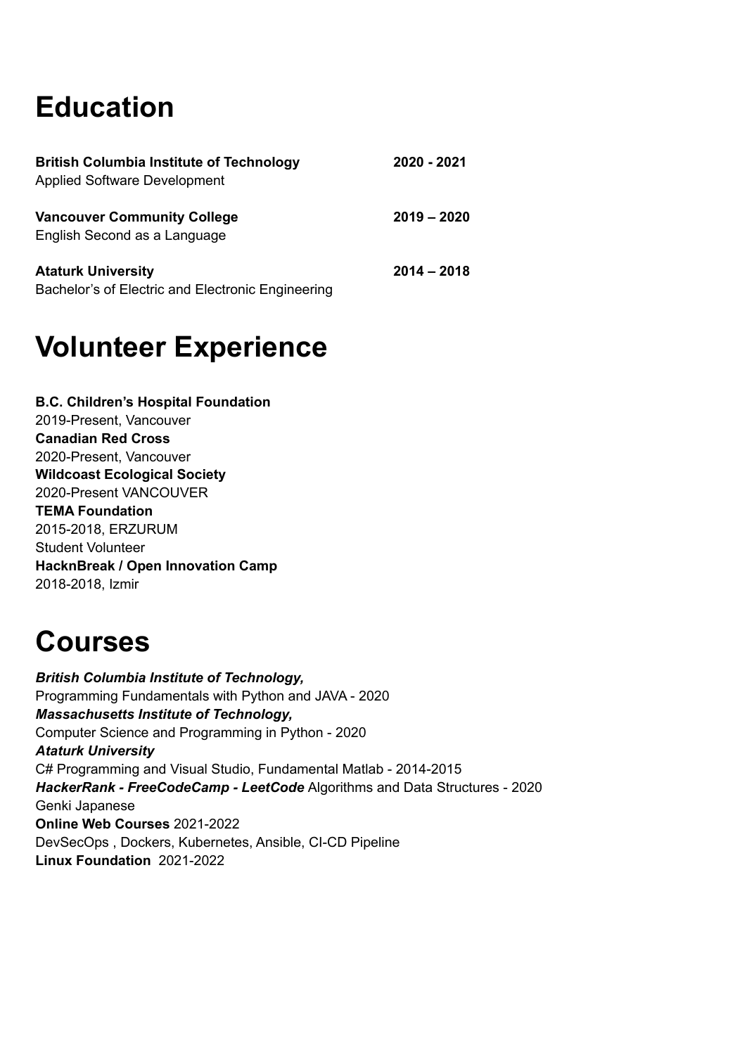# Education

**British Columbia Institute of Technology** **2020 - 2021**
Applied Software Development

**Vancouver Community College** **2019 – 2020**
English Second as a Language

**Ataturk University** **2014 – 2018**
Bachelor's of Electric and Electronic Engineering

# Volunteer Experience

**B.C. Children's Hospital Foundation**
2019-Present, Vancouver
**Canadian Red Cross**
2020-Present, Vancouver
**Wildcoast Ecological Society**
2020-Present VANCOUVER
**TEMA Foundation**
2015-2018, ERZURUM
Student Volunteer
**HacknBreak / Open Innovation Camp**
2018-2018, Izmir

# Courses

***British Columbia Institute of Technology,***
Programming Fundamentals with Python and JAVA - 2020
***Massachusetts Institute of Technology,***
Computer Science and Programming in Python - 2020
***Ataturk University***
C# Programming and Visual Studio, Fundamental Matlab - 2014-2015
***HackerRank - FreeCodeCamp - LeetCode*** Algorithms and Data Structures - 2020
Genki Japanese
**Online Web Courses** 2021-2022
DevSecOps , Dockers, Kubernetes, Ansible, CI-CD Pipeline
**Linux Foundation** 2021-2022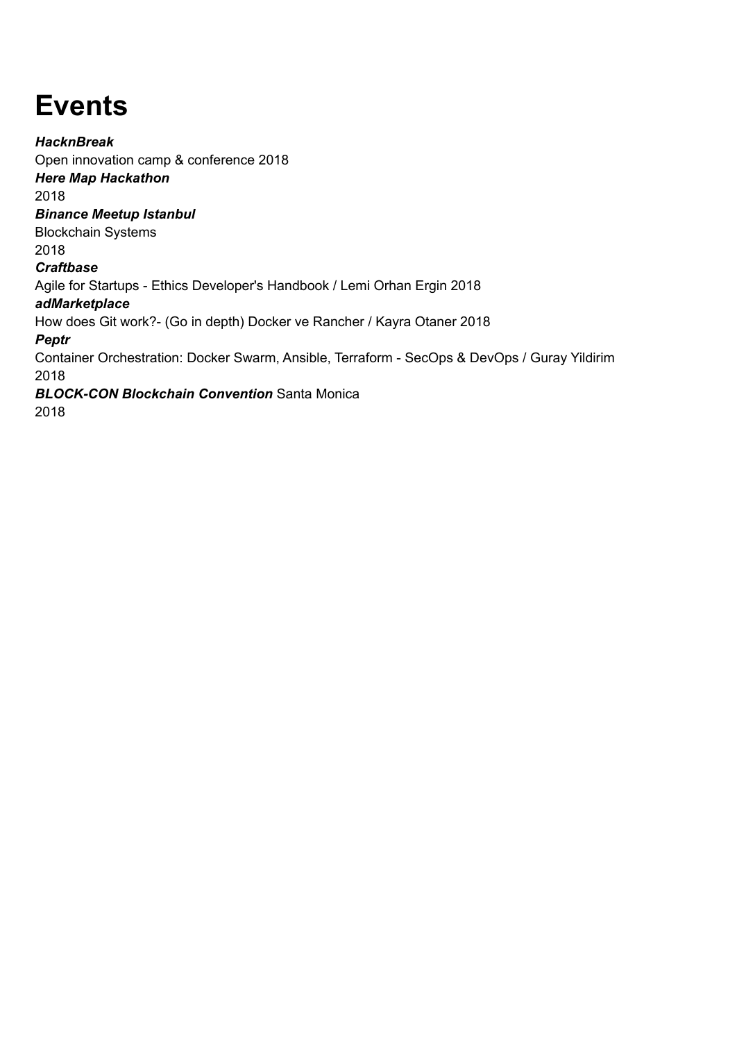# Events

***HacknBreak***
Open innovation camp & conference 2018

***Here Map Hackathon***
2018

***Binance Meetup Istanbul***
Blockchain Systems
2018

***Craftbase***
Agile for Startups - Ethics Developer's Handbook / Lemi Orhan Ergin 2018

***adMarketplace***
How does Git work?- (Go in depth) Docker ve Rancher / Kayra Otaner 2018

***Peptr***
Container Orchestration: Docker Swarm, Ansible, Terraform - SecOps & DevOps / Guray Yildirim
2018

***BLOCK-CON Blockchain Convention*** Santa Monica
2018